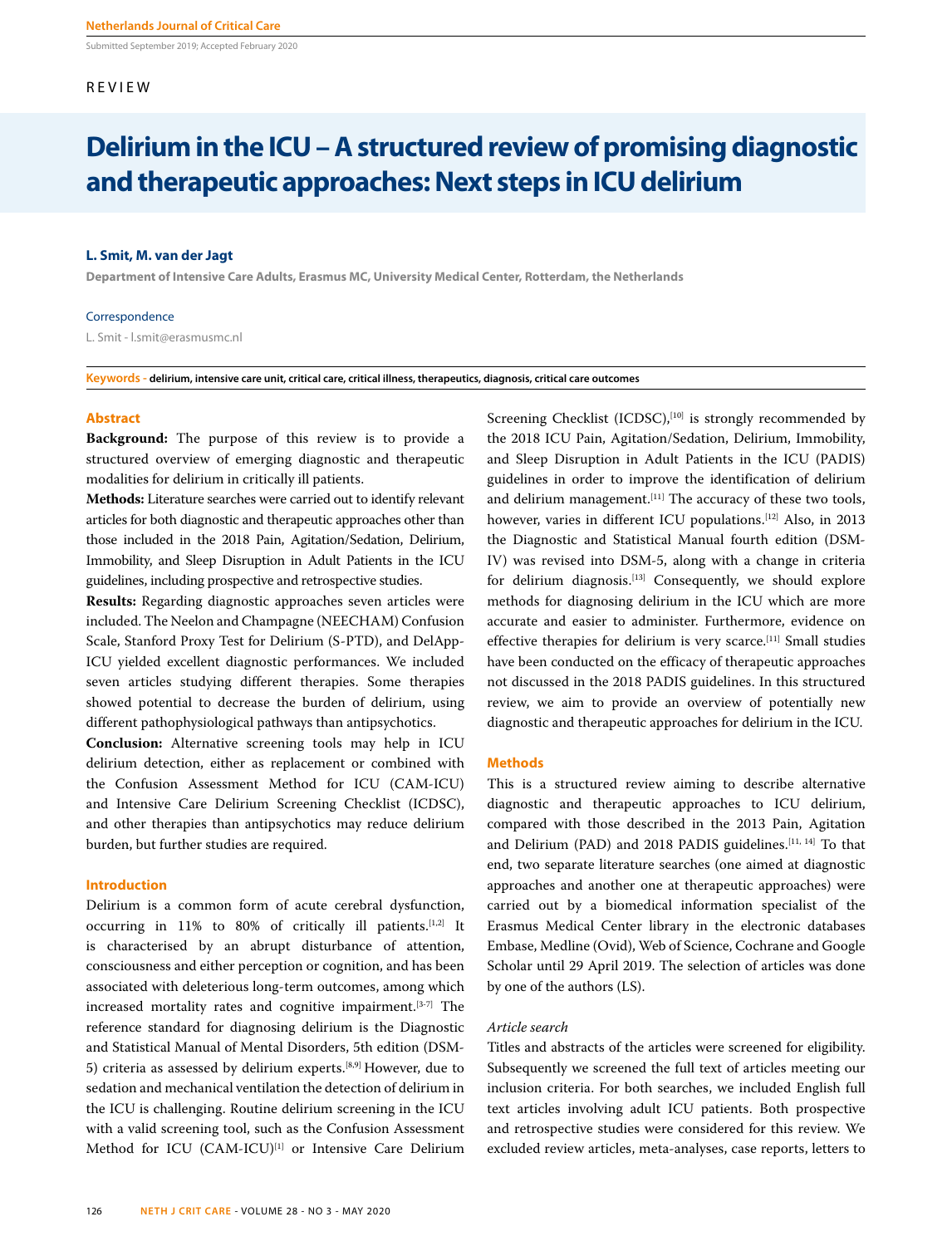Submitted September 2019; Accepted February 2020

REVIEW

# Delirium in the ICU – A structured review of promising diagnostic and therapeutic approaches: Next steps in ICU delirium

**L. Smit, M. van der Jagt**

Department of Intensive Care Adults, Erasmus MC, University Medical Center, Rotterdam, the Netherlands

Correspondence

L. Smit - l.smit@erasmusmc.nl

**Keywords** - delirium, intensive care unit, critical care, critical illness, therapeutics, diagnosis, critical care outcomes

## Abstract

**Background:** The purpose of this review is to provide a structured overview of emerging diagnostic and therapeutic modalities for delirium in critically ill patients.

**Methods:** Literature searches were carried out to identify relevant articles for both diagnostic and therapeutic approaches other than those included in the 2018 Pain, Agitation/Sedation, Delirium, Immobility, and Sleep Disruption in Adult Patients in the ICU guidelines, including prospective and retrospective studies.

**Results:** Regarding diagnostic approaches seven articles were included. The Neelon and Champagne (NEECHAM) Confusion Scale, Stanford Proxy Test for Delirium (S-PTD), and DelApp-ICU yielded excellent diagnostic performances. We included seven articles studying different therapies. Some therapies showed potential to decrease the burden of delirium, using different pathophysiological pathways than antipsychotics.

**Conclusion:** Alternative screening tools may help in ICU delirium detection, either as replacement or combined with the Confusion Assessment Method for ICU (CAM-ICU) and Intensive Care Delirium Screening Checklist (ICDSC), and other therapies than antipsychotics may reduce delirium burden, but further studies are required.

## Introduction

Delirium is a common form of acute cerebral dysfunction, occurring in 11% to 80% of critically ill patients.[1,2] It is characterised by an abrupt disturbance of attention, consciousness and either perception or cognition, and has been associated with deleterious long-term outcomes, among which increased mortality rates and cognitive impairment.[3-7] The reference standard for diagnosing delirium is the Diagnostic and Statistical Manual of Mental Disorders, 5th edition (DSM-5) criteria as assessed by delirium experts.[8,9] However, due to sedation and mechanical ventilation the detection of delirium in the ICU is challenging. Routine delirium screening in the ICU with a valid screening tool, such as the Confusion Assessment Method for ICU (CAM-ICU)[1] or Intensive Care Delirium Screening Checklist (ICDSC),[10] is strongly recommended by the 2018 ICU Pain, Agitation/Sedation, Delirium, Immobility, and Sleep Disruption in Adult Patients in the ICU (PADIS) guidelines in order to improve the identification of delirium and delirium management.[11] The accuracy of these two tools, however, varies in different ICU populations.[12] Also, in 2013 the Diagnostic and Statistical Manual fourth edition (DSM-IV) was revised into DSM-5, along with a change in criteria for delirium diagnosis.[13] Consequently, we should explore methods for diagnosing delirium in the ICU which are more accurate and easier to administer. Furthermore, evidence on effective therapies for delirium is very scarce.[11] Small studies have been conducted on the efficacy of therapeutic approaches not discussed in the 2018 PADIS guidelines. In this structured review, we aim to provide an overview of potentially new diagnostic and therapeutic approaches for delirium in the ICU.

## Methods

This is a structured review aiming to describe alternative diagnostic and therapeutic approaches to ICU delirium, compared with those described in the 2013 Pain, Agitation and Delirium (PAD) and 2018 PADIS guidelines.[11, 14] To that end, two separate literature searches (one aimed at diagnostic approaches and another one at therapeutic approaches) were carried out by a biomedical information specialist of the Erasmus Medical Center library in the electronic databases Embase, Medline (Ovid), Web of Science, Cochrane and Google Scholar until 29 April 2019. The selection of articles was done by one of the authors (LS).

### *Article search*

Titles and abstracts of the articles were screened for eligibility. Subsequently we screened the full text of articles meeting our inclusion criteria. For both searches, we included English full text articles involving adult ICU patients. Both prospective and retrospective studies were considered for this review. We excluded review articles, meta-analyses, case reports, letters to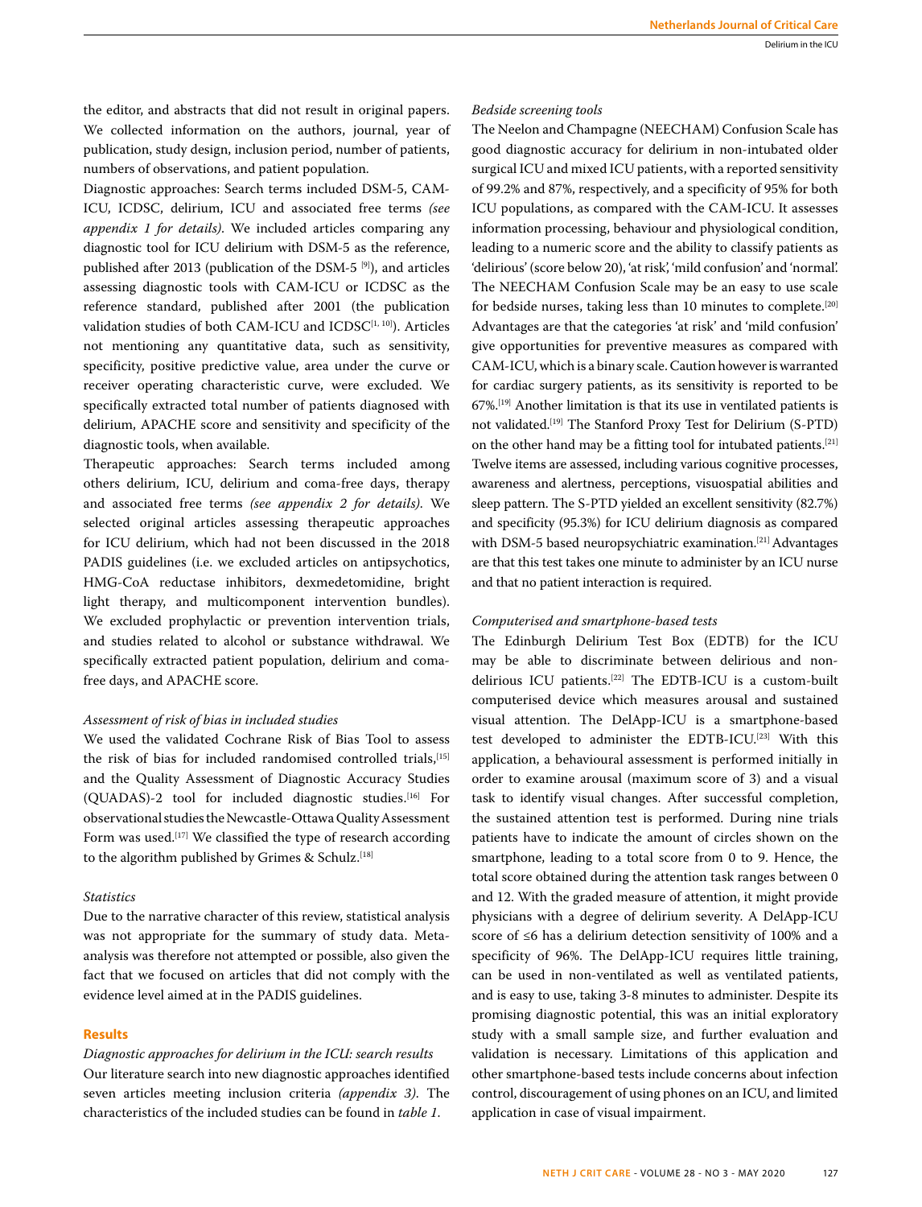the editor, and abstracts that did not result in original papers. We collected information on the authors, journal, year of publication, study design, inclusion period, number of patients, numbers of observations, and patient population.

Diagnostic approaches: Search terms included DSM-5, CAM-ICU, ICDSC, delirium, ICU and associated free terms *(see appendix 1 for details)*. We included articles comparing any diagnostic tool for ICU delirium with DSM-5 as the reference, published after 2013 (publication of the DSM-5 [9]), and articles assessing diagnostic tools with CAM-ICU or ICDSC as the reference standard, published after 2001 (the publication validation studies of both CAM-ICU and ICDSC[1, 10]). Articles not mentioning any quantitative data, such as sensitivity, specificity, positive predictive value, area under the curve or receiver operating characteristic curve, were excluded. We specifically extracted total number of patients diagnosed with delirium, APACHE score and sensitivity and specificity of the diagnostic tools, when available.

Therapeutic approaches: Search terms included among others delirium, ICU, delirium and coma-free days, therapy and associated free terms *(see appendix 2 for details)*. We selected original articles assessing therapeutic approaches for ICU delirium, which had not been discussed in the 2018 PADIS guidelines (i.e. we excluded articles on antipsychotics, HMG-CoA reductase inhibitors, dexmedetomidine, bright light therapy, and multicomponent intervention bundles). We excluded prophylactic or prevention intervention trials, and studies related to alcohol or substance withdrawal. We specifically extracted patient population, delirium and coma-free days, and APACHE score.

### *Assessment of risk of bias in included studies*

We used the validated Cochrane Risk of Bias Tool to assess the risk of bias for included randomised controlled trials,[15] and the Quality Assessment of Diagnostic Accuracy Studies (QUADAS)-2 tool for included diagnostic studies.[16] For observational studies the Newcastle-Ottawa Quality Assessment Form was used.[17] We classified the type of research according to the algorithm published by Grimes & Schulz.[18]

### *Statistics*

Due to the narrative character of this review, statistical analysis was not appropriate for the summary of study data. Meta-analysis was therefore not attempted or possible, also given the fact that we focused on articles that did not comply with the evidence level aimed at in the PADIS guidelines.

## Results

### *Diagnostic approaches for delirium in the ICU: search results*

Our literature search into new diagnostic approaches identified seven articles meeting inclusion criteria *(appendix 3)*. The characteristics of the included studies can be found in *table 1*.

### *Bedside screening tools*

The Neelon and Champagne (NEECHAM) Confusion Scale has good diagnostic accuracy for delirium in non-intubated older surgical ICU and mixed ICU patients, with a reported sensitivity of 99.2% and 87%, respectively, and a specificity of 95% for both ICU populations, as compared with the CAM-ICU. It assesses information processing, behaviour and physiological condition, leading to a numeric score and the ability to classify patients as 'delirious' (score below 20), 'at risk', 'mild confusion' and 'normal'. The NEECHAM Confusion Scale may be an easy to use scale for bedside nurses, taking less than 10 minutes to complete.[20] Advantages are that the categories 'at risk' and 'mild confusion' give opportunities for preventive measures as compared with CAM-ICU, which is a binary scale. Caution however is warranted for cardiac surgery patients, as its sensitivity is reported to be 67%.[19] Another limitation is that its use in ventilated patients is not validated.[19] The Stanford Proxy Test for Delirium (S-PTD) on the other hand may be a fitting tool for intubated patients.[21] Twelve items are assessed, including various cognitive processes, awareness and alertness, perceptions, visuospatial abilities and sleep pattern. The S-PTD yielded an excellent sensitivity (82.7%) and specificity (95.3%) for ICU delirium diagnosis as compared with DSM-5 based neuropsychiatric examination.[21] Advantages are that this test takes one minute to administer by an ICU nurse and that no patient interaction is required.

### *Computerised and smartphone-based tests*

The Edinburgh Delirium Test Box (EDTB) for the ICU may be able to discriminate between delirious and non-delirious ICU patients.[22] The EDTB-ICU is a custom-built computerised device which measures arousal and sustained visual attention. The DelApp-ICU is a smartphone-based test developed to administer the EDTB-ICU.[23] With this application, a behavioural assessment is performed initially in order to examine arousal (maximum score of 3) and a visual task to identify visual changes. After successful completion, the sustained attention test is performed. During nine trials patients have to indicate the amount of circles shown on the smartphone, leading to a total score from 0 to 9. Hence, the total score obtained during the attention task ranges between 0 and 12. With the graded measure of attention, it might provide physicians with a degree of delirium severity. A DelApp-ICU score of ≤6 has a delirium detection sensitivity of 100% and a specificity of 96%. The DelApp-ICU requires little training, can be used in non-ventilated as well as ventilated patients, and is easy to use, taking 3-8 minutes to administer. Despite its promising diagnostic potential, this was an initial exploratory study with a small sample size, and further evaluation and validation is necessary. Limitations of this application and other smartphone-based tests include concerns about infection control, discouragement of using phones on an ICU, and limited application in case of visual impairment.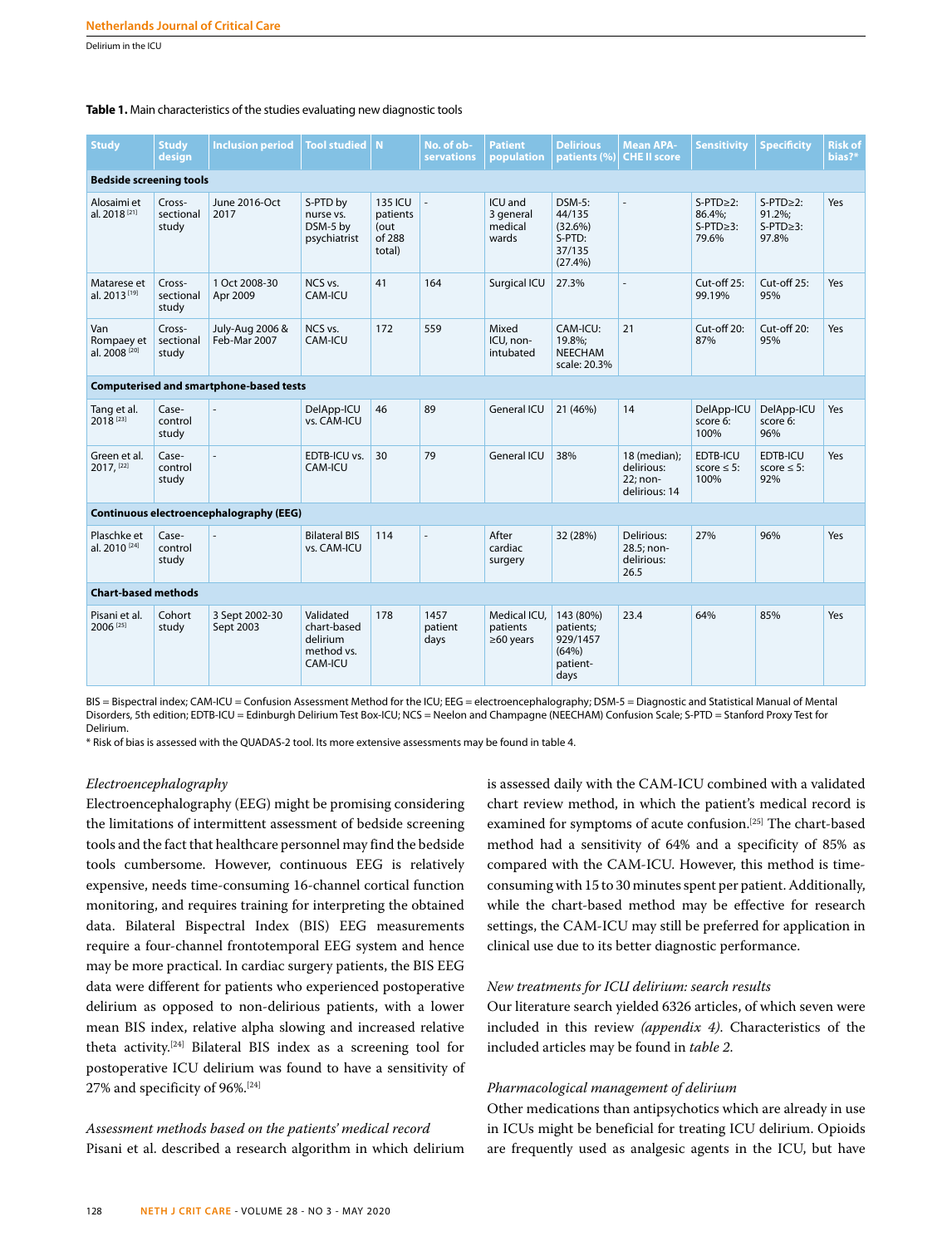**Table 1.** Main characteristics of the studies evaluating new diagnostic tools

| Study | Study design | Inclusion period | Tool studied | N | No. of observations | Patient population | Delirious patients (%) | Mean APACHE II score | Sensitivity | Specificity | Risk of bias?* |
|---|---|---|---|---|---|---|---|---|---|---|---|
| **Bedside screening tools** | | | | | | | | | | | |
| Alosaimi et al. 2018 [21] | Cross-sectional study | June 2016-Oct 2017 | S-PTD by nurse vs. DSM-5 by psychiatrist | 135 ICU patients (out of 288 total) | - | ICU and 3 general medical wards | DSM-5: 44/135 (32.6%); S-PTD: 37/135 (27.4%) | - | S-PTD≥2: 86.4%; S-PTD≥3: 79.6% | S-PTD≥2: 91.2%; S-PTD≥3: 97.8% | Yes |
| Matarese et al. 2013 [19] | Cross-sectional study | 1 Oct 2008-30 Apr 2009 | NCS vs. CAM-ICU | 41 | 164 | Surgical ICU | 27.3% | - | Cut-off 25: 99.19% | Cut-off 25: 95% | Yes |
| Van Rompaey et al. 2008 [20] | Cross-sectional study | July-Aug 2006 & Feb-Mar 2007 | NCS vs. CAM-ICU | 172 | 559 | Mixed ICU, non-intubated | CAM-ICU: 19.8%; NEECHAM scale: 20.3% | 21 | Cut-off 20: 87% | Cut-off 20: 95% | Yes |
| **Computerised and smartphone-based tests** | | | | | | | | | | | |
| Tang et al. 2018 [23] | Case-control study | - | DelApp-ICU vs. CAM-ICU | 46 | 89 | General ICU | 21 (46%) | 14 | DelApp-ICU score 6: 100% | DelApp-ICU score 6: 96% | Yes |
| Green et al. 2017, [22] | Case-control study | - | EDTB-ICU vs. CAM-ICU | 30 | 79 | General ICU | 38% | 18 (median); delirious: 22; non-delirious: 14 | EDTB-ICU score ≤ 5: 100% | EDTB-ICU score ≤ 5: 92% | Yes |
| **Continuous electroencephalography (EEG)** | | | | | | | | | | | |
| Plaschke et al. 2010 [24] | Case-control study | - | Bilateral BIS vs. CAM-ICU | 114 | - | After cardiac surgery | 32 (28%) | Delirious: 28.5; non-delirious: 26.5 | 27% | 96% | Yes |
| **Chart-based methods** | | | | | | | | | | | |
| Pisani et al. 2006 [25] | Cohort study | 3 Sept 2002-30 Sept 2003 | Validated chart-based delirium method vs. CAM-ICU | 178 | 1457 patient days | Medical ICU, patients ≥60 years | 143 (80%) patients; 929/1457 (64%) patient-days | 23.4 | 64% | 85% | Yes |

BIS = Bispectral index; CAM-ICU = Confusion Assessment Method for the ICU; EEG = electroencephalography; DSM-5 = Diagnostic and Statistical Manual of Mental Disorders, 5th edition; EDTB-ICU = Edinburgh Delirium Test Box-ICU; NCS = Neelon and Champagne (NEECHAM) Confusion Scale; S-PTD = Stanford Proxy Test for Delirium.

* Risk of bias is assessed with the QUADAS-2 tool. Its more extensive assessments may be found in table 4.

*Electroencephalography*

Electroencephalography (EEG) might be promising considering the limitations of intermittent assessment of bedside screening tools and the fact that healthcare personnel may find the bedside tools cumbersome. However, continuous EEG is relatively expensive, needs time-consuming 16-channel cortical function monitoring, and requires training for interpreting the obtained data. Bilateral Bispectral Index (BIS) EEG measurements require a four-channel frontotemporal EEG system and hence may be more practical. In cardiac surgery patients, the BIS EEG data were different for patients who experienced postoperative delirium as opposed to non-delirious patients, with a lower mean BIS index, relative alpha slowing and increased relative theta activity.[24] Bilateral BIS index as a screening tool for postoperative ICU delirium was found to have a sensitivity of 27% and specificity of 96%.[24]

*Assessment methods based on the patients' medical record*

Pisani et al. described a research algorithm in which delirium is assessed daily with the CAM-ICU combined with a validated chart review method, in which the patient's medical record is examined for symptoms of acute confusion.[25] The chart-based method had a sensitivity of 64% and a specificity of 85% as compared with the CAM-ICU. However, this method is time-consuming with 15 to 30 minutes spent per patient. Additionally, while the chart-based method may be effective for research settings, the CAM-ICU may still be preferred for application in clinical use due to its better diagnostic performance.

*New treatments for ICU delirium: search results*

Our literature search yielded 6326 articles, of which seven were included in this review *(appendix 4)*. Characteristics of the included articles may be found in *table 2*.

*Pharmacological management of delirium*

Other medications than antipsychotics which are already in use in ICUs might be beneficial for treating ICU delirium. Opioids are frequently used as analgesic agents in the ICU, but have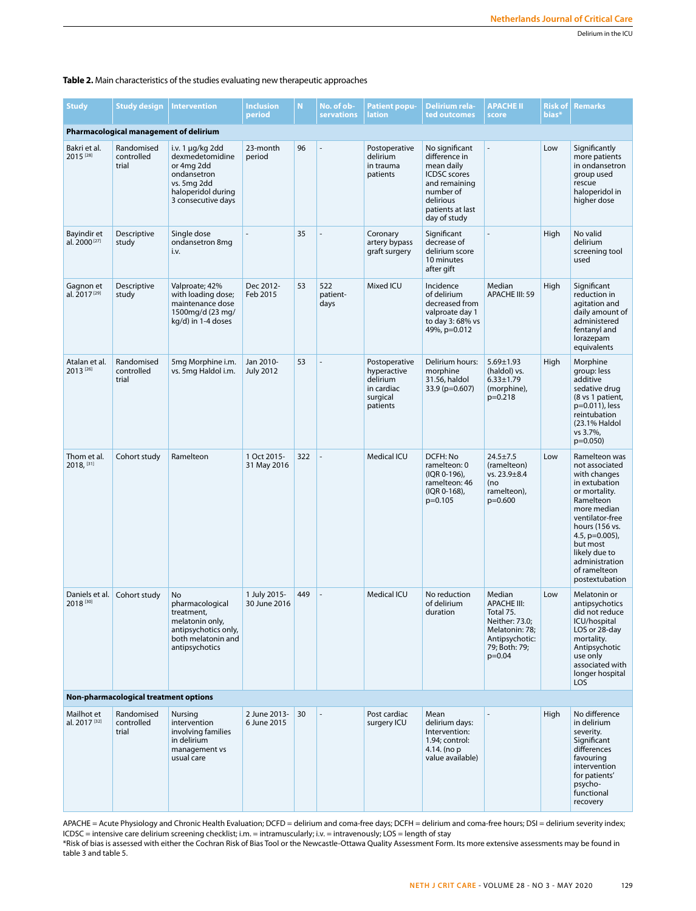**Table 2.** Main characteristics of the studies evaluating new therapeutic approaches

| Study | Study design | Intervention | Inclusion period | N | No. of observations | Patient population | Delirium related outcomes | APACHE II score | Risk of bias* | Remarks |
|---|---|---|---|---|---|---|---|---|---|---|
| **Pharmacological management of delirium** | | | | | | | | | | |
| Bakri et al. 2015 [28] | Randomised controlled trial | i.v. 1 μg/kg 2dd dexmedetomidine or 4mg 2dd ondansetron vs. 5mg 2dd haloperidol during 3 consecutive days | 23-month period | 96 | - | Postoperative delirium in trauma patients | No significant difference in mean daily ICDSC scores and remaining number of delirious patients at last day of study | - | Low | Significantly more patients in ondansetron group used rescue haloperidol in higher dose |
| Bayindir et al. 2000 [27] | Descriptive study | Single dose ondansetron 8mg i.v. | - | 35 | - | Coronary artery bypass graft surgery | Significant decrease of delirium score 10 minutes after gift | - | High | No valid delirium screening tool used |
| Gagnon et al. 2017 [29] | Descriptive study | Valproate; 42% with loading dose; maintenance dose 1500mg/d (23 mg/kg/d) in 1-4 doses | Dec 2012-Feb 2015 | 53 | 522 patient-days | Mixed ICU | Incidence of delirium decreased from valproate day 1 to day 3: 68% vs 49%, p=0.012 | Median APACHE III: 59 | High | Significant reduction in agitation and daily amount of administered fentanyl and lorazepam equivalents |
| Atalan et al. 2013 [26] | Randomised controlled trial | 5mg Morphine i.m. vs. 5mg Haldol i.m. | Jan 2010-July 2012 | 53 | - | Postoperative hyperactive delirium in cardiac surgical patients | Delirium hours: morphine 31.56, haldol 33.9 (p=0.607) | 5.69±1.93 (haldol) vs. 6.33±1.79 (morphine), p=0.218 | High | Morphine group: less additive sedative drug (8 vs 1 patient, p=0.011), less reintubation (23.1% Haldol vs 3.7%, p=0.050) |
| Thom et al. 2018, [31] | Cohort study | Ramelteon | 1 Oct 2015-31 May 2016 | 322 | - | Medical ICU | DCFH: No ramelteon: 0 (IQR 0-196), ramelteon: 46 (IQR 0-168), p=0.105 | 24.5±7.5 (ramelteon) vs. 23.9±8.4 (no ramelteon), p=0.600 | Low | Ramelteon was not associated with changes in extubation or mortality. Ramelteon more median ventilator-free hours (156 vs. 4.5, p=0.005), but most likely due to administration of ramelteon postextubation |
| Daniels et al. 2018 [30] | Cohort study | No pharmacological treatment, melatonin only, antipsychotics only, both melatonin and antipsychotics | 1 July 2015-30 June 2016 | 449 | - | Medical ICU | No reduction of delirium duration | Median APACHE III: Total 75. Neither: 73.0; Melatonin: 78; Antipsychotic: 79; Both: 79; p=0.04 | Low | Melatonin or antipsychotics did not reduce ICU/hospital LOS or 28-day mortality. Antipsychotic use only associated with longer hospital LOS |
| **Non-pharmacological treatment options** | | | | | | | | | | |
| Mailhot et al. 2017 [32] | Randomised controlled trial | Nursing intervention involving families in delirium management vs usual care | 2 June 2013-6 June 2015 | 30 | - | Post cardiac surgery ICU | Mean delirium days: Intervention: 1.94; control: 4.14. (no p value available) | - | High | No difference in delirium severity. Significant differences favouring intervention for patients' psycho-functional recovery |

APACHE = Acute Physiology and Chronic Health Evaluation; DCFD = delirium and coma-free days; DCFH = delirium and coma-free hours; DSI = delirium severity index; ICDSC = intensive care delirium screening checklist; i.m. = intramuscularly; i.v. = intravenously; LOS = length of stay

*Risk of bias is assessed with either the Cochran Risk of Bias Tool or the Newcastle-Ottawa Quality Assessment Form. Its more extensive assessments may be found in table 3 and table 5.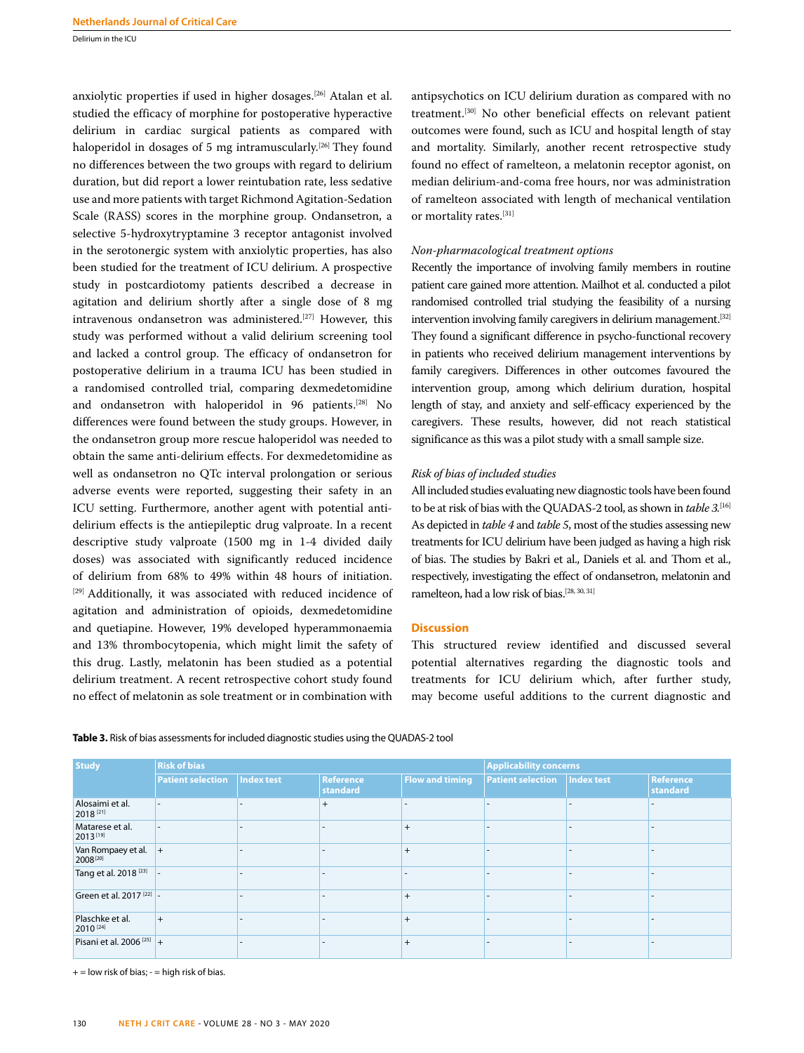anxiolytic properties if used in higher dosages.[26] Atalan et al. studied the efficacy of morphine for postoperative hyperactive delirium in cardiac surgical patients as compared with haloperidol in dosages of 5 mg intramuscularly.[26] They found no differences between the two groups with regard to delirium duration, but did report a lower reintubation rate, less sedative use and more patients with target Richmond Agitation-Sedation Scale (RASS) scores in the morphine group. Ondansetron, a selective 5-hydroxytryptamine 3 receptor antagonist involved in the serotonergic system with anxiolytic properties, has also been studied for the treatment of ICU delirium. A prospective study in postcardiotomy patients described a decrease in agitation and delirium shortly after a single dose of 8 mg intravenous ondansetron was administered.[27] However, this study was performed without a valid delirium screening tool and lacked a control group. The efficacy of ondansetron for postoperative delirium in a trauma ICU has been studied in a randomised controlled trial, comparing dexmedetomidine and ondansetron with haloperidol in 96 patients.[28] No differences were found between the study groups. However, in the ondansetron group more rescue haloperidol was needed to obtain the same anti-delirium effects. For dexmedetomidine as well as ondansetron no QTc interval prolongation or serious adverse events were reported, suggesting their safety in an ICU setting. Furthermore, another agent with potential anti-delirium effects is the antiepileptic drug valproate. In a recent descriptive study valproate (1500 mg in 1-4 divided daily doses) was associated with significantly reduced incidence of delirium from 68% to 49% within 48 hours of initiation.[29] Additionally, it was associated with reduced incidence of agitation and administration of opioids, dexmedetomidine and quetiapine. However, 19% developed hyperammonaemia and 13% thrombocytopenia, which might limit the safety of this drug. Lastly, melatonin has been studied as a potential delirium treatment. A recent retrospective cohort study found no effect of melatonin as sole treatment or in combination with antipsychotics on ICU delirium duration as compared with no treatment.[30] No other beneficial effects on relevant patient outcomes were found, such as ICU and hospital length of stay and mortality. Similarly, another recent retrospective study found no effect of ramelteon, a melatonin receptor agonist, on median delirium-and-coma free hours, nor was administration of ramelteon associated with length of mechanical ventilation or mortality rates.[31]

*Non-pharmacological treatment options*

Recently the importance of involving family members in routine patient care gained more attention. Mailhot et al. conducted a pilot randomised controlled trial studying the feasibility of a nursing intervention involving family caregivers in delirium management.[32] They found a significant difference in psycho-functional recovery in patients who received delirium management interventions by family caregivers. Differences in other outcomes favoured the intervention group, among which delirium duration, hospital length of stay, and anxiety and self-efficacy experienced by the caregivers. These results, however, did not reach statistical significance as this was a pilot study with a small sample size.

*Risk of bias of included studies*

All included studies evaluating new diagnostic tools have been found to be at risk of bias with the QUADAS-2 tool, as shown in *table 3*.[16] As depicted in *table 4* and *table 5*, most of the studies assessing new treatments for ICU delirium have been judged as having a high risk of bias. The studies by Bakri et al., Daniels et al. and Thom et al., respectively, investigating the effect of ondansetron, melatonin and ramelteon, had a low risk of bias.[28, 30, 31]

## Discussion

This structured review identified and discussed several potential alternatives regarding the diagnostic tools and treatments for ICU delirium which, after further study, may become useful additions to the current diagnostic and

**Table 3.** Risk of bias assessments for included diagnostic studies using the QUADAS-2 tool

| Study | Risk of bias | | | | Applicability concerns | | |
|---|---|---|---|---|---|---|---|
| | Patient selection | Index test | Reference standard | Flow and timing | Patient selection | Index test | Reference standard |
| Alosaimi et al. 2018 [21] | - | - | + | - | - | - | - |
| Matarese et al. 2013 [19] | - | - | - | + | - | - | - |
| Van Rompaey et al. 2008 [20] | + | - | - | + | - | - | - |
| Tang et al. 2018 [23] | - | - | - | - | - | - | - |
| Green et al. 2017 [22] | - | - | - | + | - | - | - |
| Plaschke et al. 2010 [24] | + | - | - | + | - | - | - |
| Pisani et al. 2006 [25] | + | - | - | + | - | - | - |

+ = low risk of bias; - = high risk of bias.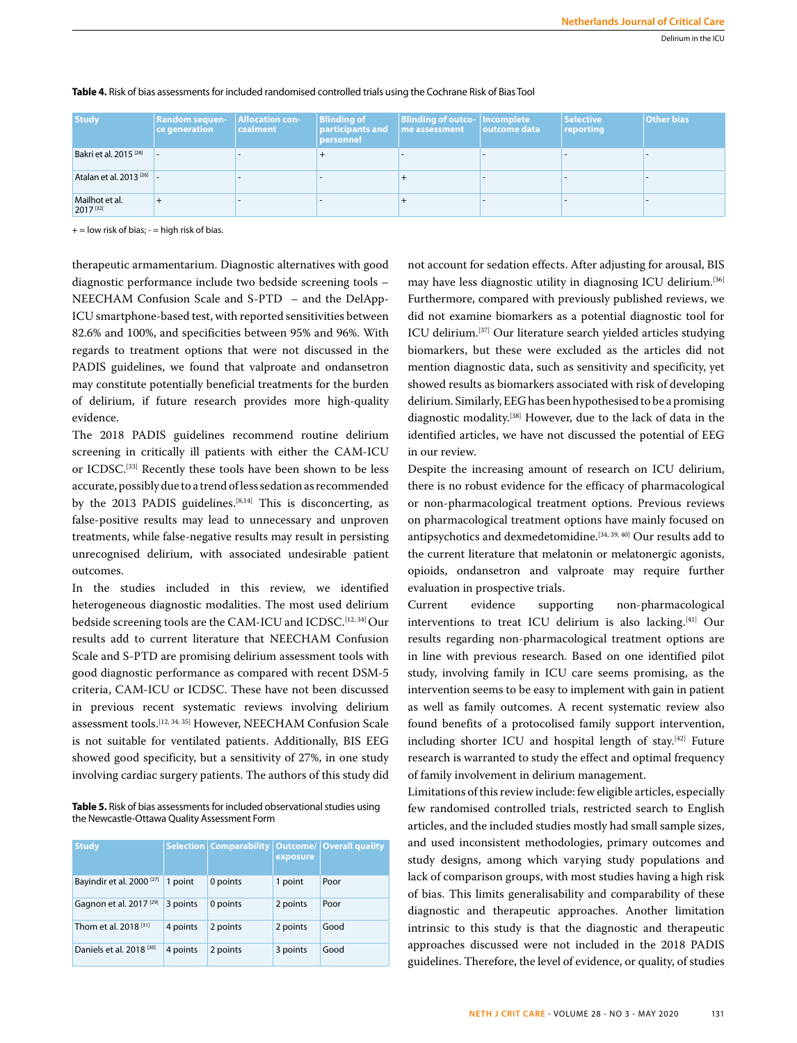**Table 4.** Risk of bias assessments for included randomised controlled trials using the Cochrane Risk of Bias Tool

| Study | Random sequence generation | Allocation concealment | Blinding of participants and personnel | Blinding of outcome assessment | Incomplete outcome data | Selective reporting | Other bias |
|---|---|---|---|---|---|---|---|
| Bakri et al. 2015 [28] | - | - | + | - | - | - | - |
| Atalan et al. 2013 [26] | - | - | - | + | - | - | - |
| Mailhot et al. 2017 [32] | + | - | - | + | - | - | - |

+ = low risk of bias; - = high risk of bias.

therapeutic armamentarium. Diagnostic alternatives with good diagnostic performance include two bedside screening tools – NEECHAM Confusion Scale and S-PTD – and the DelApp-ICU smartphone-based test, with reported sensitivities between 82.6% and 100%, and specificities between 95% and 96%. With regards to treatment options that were not discussed in the PADIS guidelines, we found that valproate and ondansetron may constitute potentially beneficial treatments for the burden of delirium, if future research provides more high-quality evidence.

The 2018 PADIS guidelines recommend routine delirium screening in critically ill patients with either the CAM-ICU or ICDSC.[33] Recently these tools have been shown to be less accurate, possibly due to a trend of less sedation as recommended by the 2013 PADIS guidelines.[8,14] This is disconcerting, as false-positive results may lead to unnecessary and unproven treatments, while false-negative results may result in persisting unrecognised delirium, with associated undesirable patient outcomes.

In the studies included in this review, we identified heterogeneous diagnostic modalities. The most used delirium bedside screening tools are the CAM-ICU and ICDSC.[12, 34] Our results add to current literature that NEECHAM Confusion Scale and S-PTD are promising delirium assessment tools with good diagnostic performance as compared with recent DSM-5 criteria, CAM-ICU or ICDSC. These have not been discussed in previous recent systematic reviews involving delirium assessment tools.[12, 34, 35] However, NEECHAM Confusion Scale is not suitable for ventilated patients. Additionally, BIS EEG showed good specificity, but a sensitivity of 27%, in one study involving cardiac surgery patients. The authors of this study did not account for sedation effects. After adjusting for arousal, BIS may have less diagnostic utility in diagnosing ICU delirium.[36] Furthermore, compared with previously published reviews, we did not examine biomarkers as a potential diagnostic tool for ICU delirium.[37] Our literature search yielded articles studying biomarkers, but these were excluded as the articles did not mention diagnostic data, such as sensitivity and specificity, yet showed results as biomarkers associated with risk of developing delirium. Similarly, EEG has been hypothesised to be a promising diagnostic modality.[38] However, due to the lack of data in the identified articles, we have not discussed the potential of EEG in our review.

**Table 5.** Risk of bias assessments for included observational studies using the Newcastle-Ottawa Quality Assessment Form

| Study | Selection | Comparability | Outcome/exposure | Overall quality |
|---|---|---|---|---|
| Bayindir et al. 2000 [27] | 1 point | 0 points | 1 point | Poor |
| Gagnon et al. 2017 [29] | 3 points | 0 points | 2 points | Poor |
| Thom et al. 2018 [31] | 4 points | 2 points | 2 points | Good |
| Daniels et al. 2018 [30] | 4 points | 2 points | 3 points | Good |

Despite the increasing amount of research on ICU delirium, there is no robust evidence for the efficacy of pharmacological or non-pharmacological treatment options. Previous reviews on pharmacological treatment options have mainly focused on antipsychotics and dexmedetomidine.[34, 39, 40] Our results add to the current literature that melatonin or melatonergic agonists, opioids, ondansetron and valproate may require further evaluation in prospective trials.

Current evidence supporting non-pharmacological interventions to treat ICU delirium is also lacking.[41] Our results regarding non-pharmacological treatment options are in line with previous research. Based on one identified pilot study, involving family in ICU care seems promising, as the intervention seems to be easy to implement with gain in patient as well as family outcomes. A recent systematic review also found benefits of a protocolised family support intervention, including shorter ICU and hospital length of stay.[42] Future research is warranted to study the effect and optimal frequency of family involvement in delirium management.

Limitations of this review include: few eligible articles, especially few randomised controlled trials, restricted search to English articles, and the included studies mostly had small sample sizes, and used inconsistent methodologies, primary outcomes and study designs, among which varying study populations and lack of comparison groups, with most studies having a high risk of bias. This limits generalisability and comparability of these diagnostic and therapeutic approaches. Another limitation intrinsic to this study is that the diagnostic and therapeutic approaches discussed were not included in the 2018 PADIS guidelines. Therefore, the level of evidence, or quality, of studies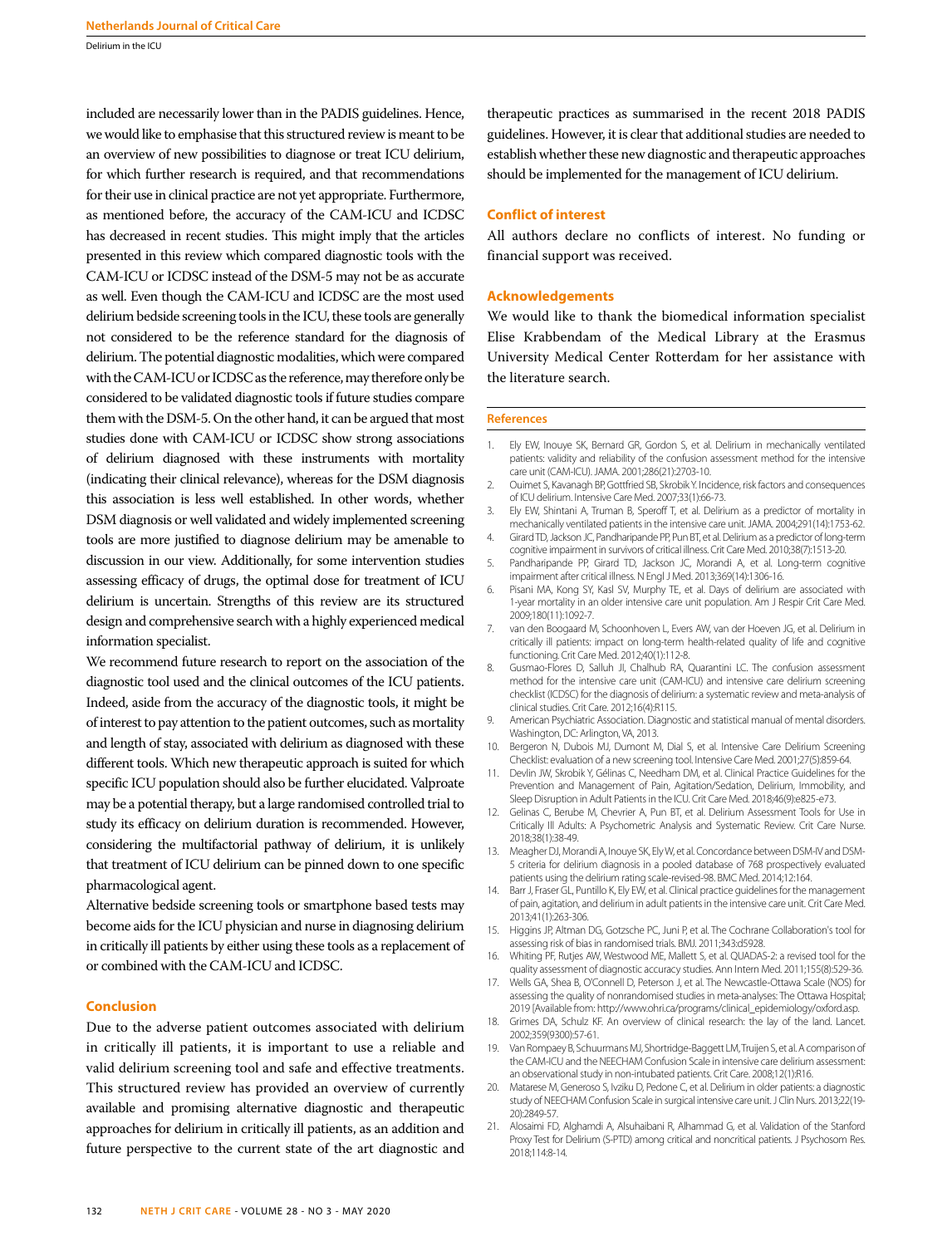included are necessarily lower than in the PADIS guidelines. Hence, we would like to emphasise that this structured review is meant to be an overview of new possibilities to diagnose or treat ICU delirium, for which further research is required, and that recommendations for their use in clinical practice are not yet appropriate. Furthermore, as mentioned before, the accuracy of the CAM-ICU and ICDSC has decreased in recent studies. This might imply that the articles presented in this review which compared diagnostic tools with the CAM-ICU or ICDSC instead of the DSM-5 may not be as accurate as well. Even though the CAM-ICU and ICDSC are the most used delirium bedside screening tools in the ICU, these tools are generally not considered to be the reference standard for the diagnosis of delirium. The potential diagnostic modalities, which were compared with the CAM-ICU or ICDSC as the reference, may therefore only be considered to be validated diagnostic tools if future studies compare them with the DSM-5. On the other hand, it can be argued that most studies done with CAM-ICU or ICDSC show strong associations of delirium diagnosed with these instruments with mortality (indicating their clinical relevance), whereas for the DSM diagnosis this association is less well established. In other words, whether DSM diagnosis or well validated and widely implemented screening tools are more justified to diagnose delirium may be amenable to discussion in our view. Additionally, for some intervention studies assessing efficacy of drugs, the optimal dose for treatment of ICU delirium is uncertain. Strengths of this review are its structured design and comprehensive search with a highly experienced medical information specialist.

We recommend future research to report on the association of the diagnostic tool used and the clinical outcomes of the ICU patients. Indeed, aside from the accuracy of the diagnostic tools, it might be of interest to pay attention to the patient outcomes, such as mortality and length of stay, associated with delirium as diagnosed with these different tools. Which new therapeutic approach is suited for which specific ICU population should also be further elucidated. Valproate may be a potential therapy, but a large randomised controlled trial to study its efficacy on delirium duration is recommended. However, considering the multifactorial pathway of delirium, it is unlikely that treatment of ICU delirium can be pinned down to one specific pharmacological agent.

Alternative bedside screening tools or smartphone based tests may become aids for the ICU physician and nurse in diagnosing delirium in critically ill patients by either using these tools as a replacement of or combined with the CAM-ICU and ICDSC.

## Conclusion

Due to the adverse patient outcomes associated with delirium in critically ill patients, it is important to use a reliable and valid delirium screening tool and safe and effective treatments. This structured review has provided an overview of currently available and promising alternative diagnostic and therapeutic approaches for delirium in critically ill patients, as an addition and future perspective to the current state of the art diagnostic and therapeutic practices as summarised in the recent 2018 PADIS guidelines. However, it is clear that additional studies are needed to establish whether these new diagnostic and therapeutic approaches should be implemented for the management of ICU delirium.

## Conflict of interest

All authors declare no conflicts of interest. No funding or financial support was received.

## Acknowledgements

We would like to thank the biomedical information specialist Elise Krabbendam of the Medical Library at the Erasmus University Medical Center Rotterdam for her assistance with the literature search.

## References

1. Ely EW, Inouye SK, Bernard GR, Gordon S, et al. Delirium in mechanically ventilated patients: validity and reliability of the confusion assessment method for the intensive care unit (CAM-ICU). JAMA. 2001;286(21):2703-10.
2. Ouimet S, Kavanagh BP, Gottfried SB, Skrobik Y. Incidence, risk factors and consequences of ICU delirium. Intensive Care Med. 2007;33(1):66-73.
3. Ely EW, Shintani A, Truman B, Speroff T, et al. Delirium as a predictor of mortality in mechanically ventilated patients in the intensive care unit. JAMA. 2004;291(14):1753-62.
4. Girard TD, Jackson JC, Pandharipande PP, Pun BT, et al. Delirium as a predictor of long-term cognitive impairment in survivors of critical illness. Crit Care Med. 2010;38(7):1513-20.
5. Pandharipande PP, Girard TD, Jackson JC, Morandi A, et al. Long-term cognitive impairment after critical illness. N Engl J Med. 2013;369(14):1306-16.
6. Pisani MA, Kong SY, Kasl SV, Murphy TE, et al. Days of delirium are associated with 1-year mortality in an older intensive care unit population. Am J Respir Crit Care Med. 2009;180(11):1092-7.
7. van den Boogaard M, Schoonhoven L, Evers AW, van der Hoeven JG, et al. Delirium in critically ill patients: impact on long-term health-related quality of life and cognitive functioning. Crit Care Med. 2012;40(1):112-8.
8. Gusmao-Flores D, Salluh JI, Chalhub RA, Quarantini LC. The confusion assessment method for the intensive care unit (CAM-ICU) and intensive care delirium screening checklist (ICDSC) for the diagnosis of delirium: a systematic review and meta-analysis of clinical studies. Crit Care. 2012;16(4):R115.
9. American Psychiatric Association. Diagnostic and statistical manual of mental disorders. Washington, DC: Arlington, VA, 2013.
10. Bergeron N, Dubois MJ, Dumont M, Dial S, et al. Intensive Care Delirium Screening Checklist: evaluation of a new screening tool. Intensive Care Med. 2001;27(5):859-64.
11. Devlin JW, Skrobik Y, Gélinas C, Needham DM, et al. Clinical Practice Guidelines for the Prevention and Management of Pain, Agitation/Sedation, Delirium, Immobility, and Sleep Disruption in Adult Patients in the ICU. Crit Care Med. 2018;46(9):e825-e73.
12. Gelinas C, Berube M, Chevrier A, Pun BT, et al. Delirium Assessment Tools for Use in Critically Ill Adults: A Psychometric Analysis and Systematic Review. Crit Care Nurse. 2018;38(1):38-49.
13. Meagher DJ, Morandi A, Inouye SK, Ely W, et al. Concordance between DSM-IV and DSM-5 criteria for delirium diagnosis in a pooled database of 768 prospectively evaluated patients using the delirium rating scale-revised-98. BMC Med. 2014;12:164.
14. Barr J, Fraser GL, Puntillo K, Ely EW, et al. Clinical practice guidelines for the management of pain, agitation, and delirium in adult patients in the intensive care unit. Crit Care Med. 2013;41(1):263-306.
15. Higgins JP, Altman DG, Gotzsche PC, Juni P, et al. The Cochrane Collaboration's tool for assessing risk of bias in randomised trials. BMJ. 2011;343:d5928.
16. Whiting PF, Rutjes AW, Westwood ME, Mallett S, et al. QUADAS-2: a revised tool for the quality assessment of diagnostic accuracy studies. Ann Intern Med. 2011;155(8):529-36.
17. Wells GA, Shea B, O'Connell D, Peterson J, et al. The Newcastle-Ottawa Scale (NOS) for assessing the quality of nonrandomised studies in meta-analyses: The Ottawa Hospital; 2019 [Available from: http://www.ohri.ca/programs/clinical_epidemiology/oxford.asp.
18. Grimes DA, Schulz KF. An overview of clinical research: the lay of the land. Lancet. 2002;359(9300):57-61.
19. Van Rompaey B, Schuurmans MJ, Shortridge-Baggett LM, Truijen S, et al. A comparison of the CAM-ICU and the NEECHAM Confusion Scale in intensive care delirium assessment: an observational study in non-intubated patients. Crit Care. 2008;12(1):R16.
20. Matarese M, Generoso S, Ivziku D, Pedone C, et al. Delirium in older patients: a diagnostic study of NEECHAM Confusion Scale in surgical intensive care unit. J Clin Nurs. 2013;22(19-20):2849-57.
21. Alosaimi FD, Alghamdi A, Alsuhaibani R, Alhammad G, et al. Validation of the Stanford Proxy Test for Delirium (S-PTD) among critical and noncritical patients. J Psychosom Res. 2018;114:8-14.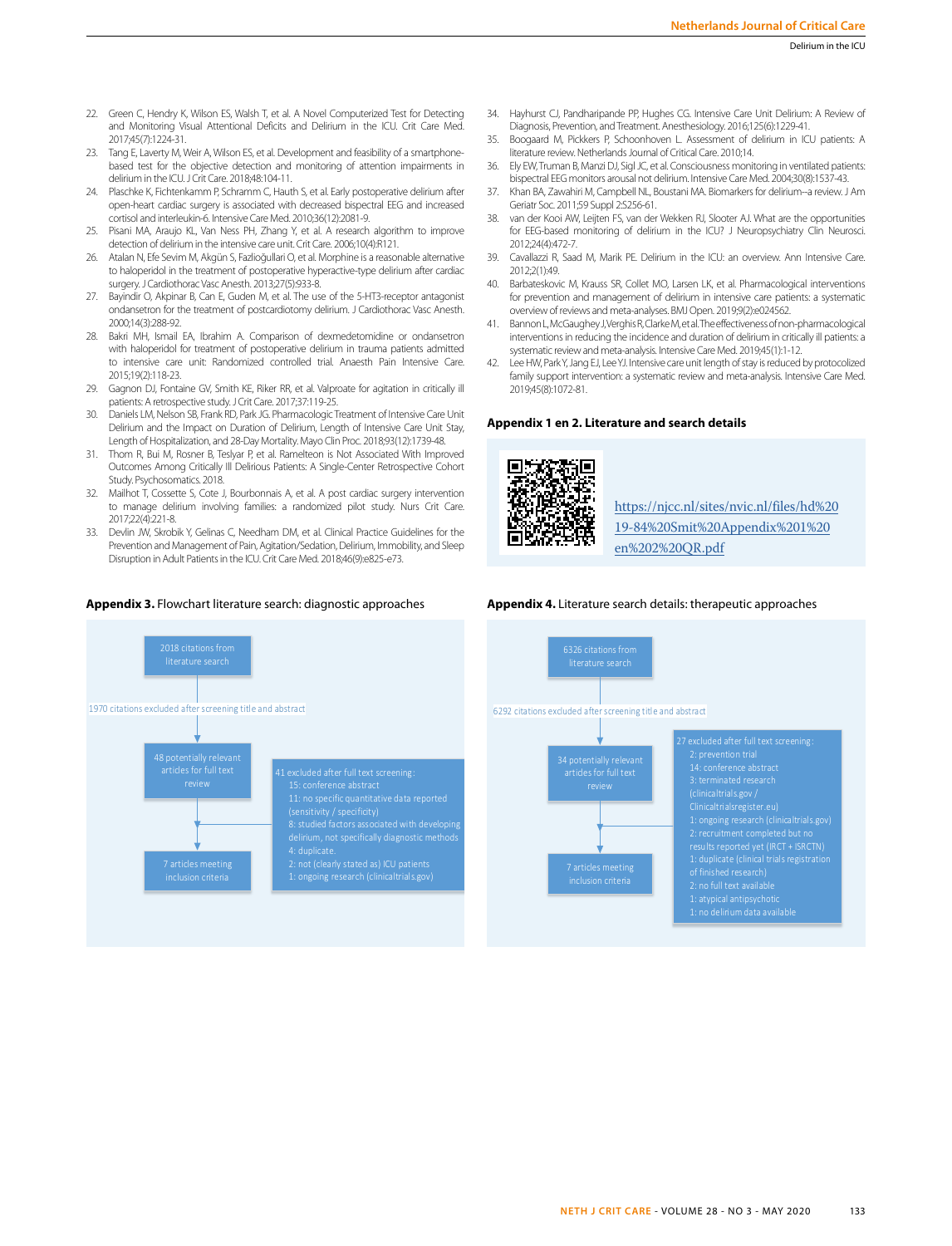22. Green C, Hendry K, Wilson ES, Walsh T, et al. A Novel Computerized Test for Detecting and Monitoring Visual Attentional Deficits and Delirium in the ICU. Crit Care Med. 2017;45(7):1224-31.
23. Tang E, Laverty M, Weir A, Wilson ES, et al. Development and feasibility of a smartphone-based test for the objective detection and monitoring of attention impairments in delirium in the ICU. J Crit Care. 2018;48:104-11.
24. Plaschke K, Fichtenkamm P, Schramm C, Hauth S, et al. Early postoperative delirium after open-heart cardiac surgery is associated with decreased bispectral EEG and increased cortisol and interleukin-6. Intensive Care Med. 2010;36(12):2081-9.
25. Pisani MA, Araujo KL, Van Ness PH, Zhang Y, et al. A research algorithm to improve detection of delirium in the intensive care unit. Crit Care. 2006;10(4):R121.
26. Atalan N, Efe Sevim M, Akgün S, Fazlioğullari O, et al. Morphine is a reasonable alternative to haloperidol in the treatment of postoperative hyperactive-type delirium after cardiac surgery. J Cardiothorac Vasc Anesth. 2013;27(5):933-8.
27. Bayindir O, Akpinar B, Can E, Guden M, et al. The use of the 5-HT3-receptor antagonist ondansetron for the treatment of postcardiotomy delirium. J Cardiothorac Vasc Anesth. 2000;14(3):288-92.
28. Bakri MH, Ismail EA, Ibrahim A. Comparison of dexmedetomidine or ondansetron with haloperidol for treatment of postoperative delirium in trauma patients admitted to intensive care unit: Randomized controlled trial. Anaesth Pain Intensive Care. 2015;19(2):118-23.
29. Gagnon DJ, Fontaine GV, Smith KE, Riker RR, et al. Valproate for agitation in critically ill patients: A retrospective study. J Crit Care. 2017;37:119-25.
30. Daniels LM, Nelson SB, Frank RD, Park JG. Pharmacologic Treatment of Intensive Care Unit Delirium and the Impact on Duration of Delirium, Length of Intensive Care Unit Stay, Length of Hospitalization, and 28-Day Mortality. Mayo Clin Proc. 2018;93(12):1739-48.
31. Thom R, Bui M, Rosner B, Teslyar P, et al. Ramelteon is Not Associated With Improved Outcomes Among Critically Ill Delirious Patients: A Single-Center Retrospective Cohort Study. Psychosomatics. 2018.
32. Mailhot T, Cossette S, Cote J, Bourbonnais A, et al. A post cardiac surgery intervention to manage delirium involving families: a randomized pilot study. Nurs Crit Care. 2017;22(4):221-8.
33. Devlin JW, Skrobik Y, Gelinas C, Needham DM, et al. Clinical Practice Guidelines for the Prevention and Management of Pain, Agitation/Sedation, Delirium, Immobility, and Sleep Disruption in Adult Patients in the ICU. Crit Care Med. 2018;46(9):e825-e73.
34. Hayhurst CJ, Pandharipande PP, Hughes CG. Intensive Care Unit Delirium: A Review of Diagnosis, Prevention, and Treatment. Anesthesiology. 2016;125(6):1229-41.
35. Boogaard M, Pickkers P, Schoonhoven L. Assessment of delirium in ICU patients: A literature review. Netherlands Journal of Critical Care. 2010;14.
36. Ely EW, Truman B, Manzi DJ, Sigl JC, et al. Consciousness monitoring in ventilated patients: bispectral EEG monitors arousal not delirium. Intensive Care Med. 2004;30(8):1537-43.
37. Khan BA, Zawahiri M, Campbell NL, Boustani MA. Biomarkers for delirium--a review. J Am Geriatr Soc. 2011;59 Suppl 2:S256-61.
38. van der Kooi AW, Leijten FS, van der Wekken RJ, Slooter AJ. What are the opportunities for EEG-based monitoring of delirium in the ICU? J Neuropsychiatry Clin Neurosci. 2012;24(4):472-7.
39. Cavallazzi R, Saad M, Marik PE. Delirium in the ICU: an overview. Ann Intensive Care. 2012;2(1):49.
40. Barbateskovic M, Krauss SR, Collet MO, Larsen LK, et al. Pharmacological interventions for prevention and management of delirium in intensive care patients: a systematic overview of reviews and meta-analyses. BMJ Open. 2019;9(2):e024562.
41. Bannon L, McGaughey J, Verghis R, Clarke M, et al. The effectiveness of non-pharmacological interventions in reducing the incidence and duration of delirium in critically ill patients: a systematic review and meta-analysis. Intensive Care Med. 2019;45(1):1-12.
42. Lee HW, Park Y, Jang EJ, Lee YJ. Intensive care unit length of stay is reduced by protocolized family support intervention: a systematic review and meta-analysis. Intensive Care Med. 2019;45(8):1072-81.

### Appendix 1 en 2. Literature and search details

https://njcc.nl/sites/nvic.nl/files/hd%2019-84%20Smit%20Appendix%201%20en%202%20QR.pdf

**Appendix 3.** Flowchart literature search: diagnostic approaches

2018 citations from literature search

1970 citations excluded after screening title and abstract

48 potentially relevant articles for full text review

41 excluded after full text screening:
15: conference abstract
11: no specific quantitative data reported (sensitivity / specificity)
8: studied factors associated with developing delirium, not specifically diagnostic methods
4: duplicate.
2: not (clearly stated as) ICU patients
1: ongoing research (clinicaltrials.gov)

7 articles meeting inclusion criteria

**Appendix 4.** Literature search details: therapeutic approaches

6326 citations from literature search

6292 citations excluded after screening title and abstract

34 potentially relevant articles for full text review

27 excluded after full text screening:
2: prevention trial
14: conference abstract
3: terminated research (clinicaltrials.gov / Clinicaltrialsregister.eu)
1: ongoing research (clinicaltrials.gov)
2: recruitment completed but no results reported yet (IRCT + ISRCTN)
1: duplicate (clinical trials registration of finished research)
2: no full text available
1: atypical antipsychotic
1: no delirium data available

7 articles meeting inclusion criteria